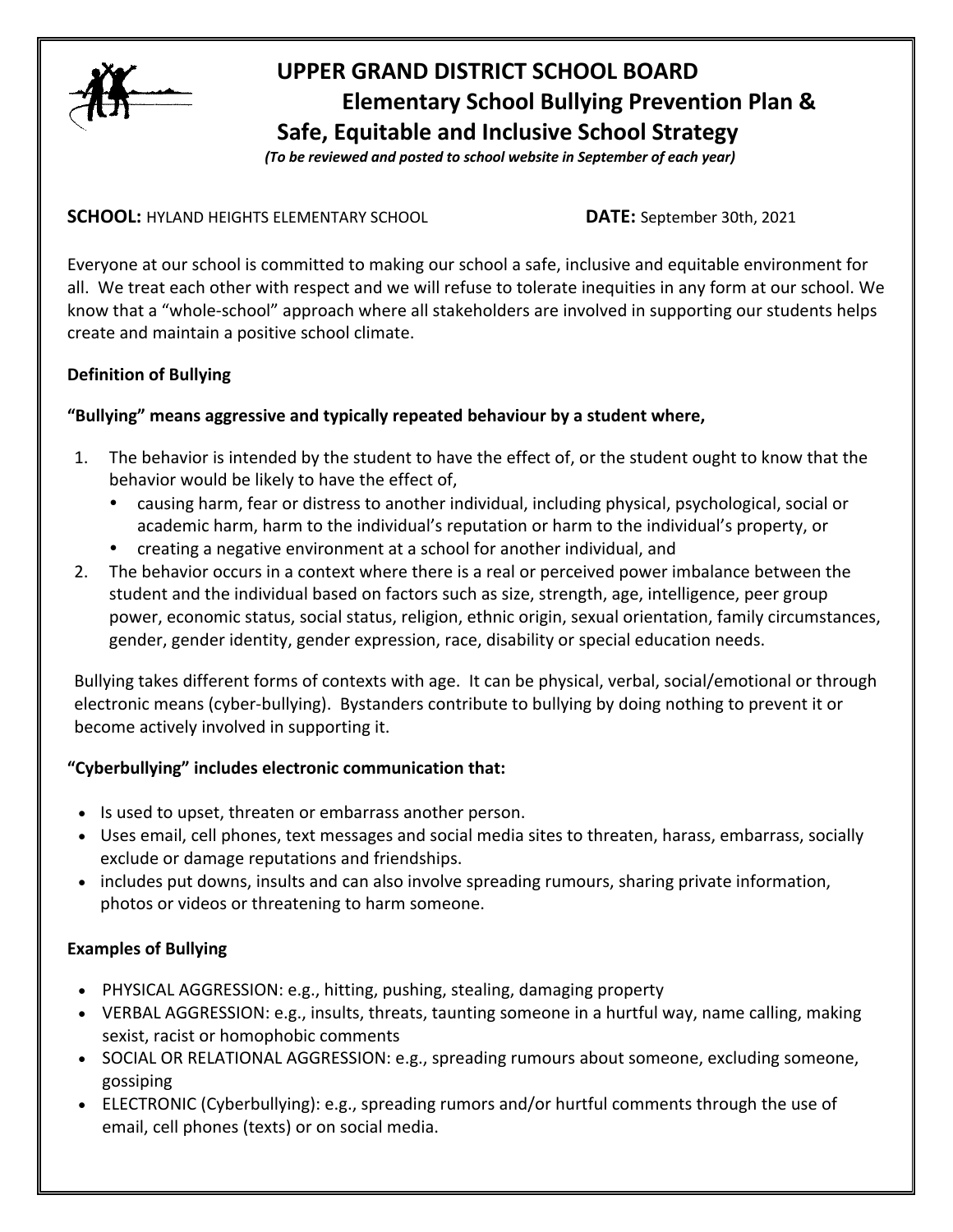# UPPER GRAND DISTRICT SCHOOL BOARD
## Elementary School Bullying Prevention Plan & Safe, Equitable and Inclusive School Strategy

*(To be reviewed and posted to school website in September of each year)*

**SCHOOL:** HYLAND HEIGHTS ELEMENTARY SCHOOL **DATE:** September 30th, 2021

Everyone at our school is committed to making our school a safe, inclusive and equitable environment for all. We treat each other with respect and we will refuse to tolerate inequities in any form at our school. We know that a "whole-school" approach where all stakeholders are involved in supporting our students helps create and maintain a positive school climate.

**Definition of Bullying**

**"Bullying" means aggressive and typically repeated behaviour by a student where,**

1. The behavior is intended by the student to have the effect of, or the student ought to know that the behavior would be likely to have the effect of,
   - causing harm, fear or distress to another individual, including physical, psychological, social or academic harm, harm to the individual's reputation or harm to the individual's property, or
   - creating a negative environment at a school for another individual, and
2. The behavior occurs in a context where there is a real or perceived power imbalance between the student and the individual based on factors such as size, strength, age, intelligence, peer group power, economic status, social status, religion, ethnic origin, sexual orientation, family circumstances, gender, gender identity, gender expression, race, disability or special education needs.

Bullying takes different forms of contexts with age. It can be physical, verbal, social/emotional or through electronic means (cyber-bullying). Bystanders contribute to bullying by doing nothing to prevent it or become actively involved in supporting it.

**"Cyberbullying" includes electronic communication that:**

- Is used to upset, threaten or embarrass another person.
- Uses email, cell phones, text messages and social media sites to threaten, harass, embarrass, socially exclude or damage reputations and friendships.
- includes put downs, insults and can also involve spreading rumours, sharing private information, photos or videos or threatening to harm someone.

**Examples of Bullying**

- PHYSICAL AGGRESSION: e.g., hitting, pushing, stealing, damaging property
- VERBAL AGGRESSION: e.g., insults, threats, taunting someone in a hurtful way, name calling, making sexist, racist or homophobic comments
- SOCIAL OR RELATIONAL AGGRESSION: e.g., spreading rumours about someone, excluding someone, gossiping
- ELECTRONIC (Cyberbullying): e.g., spreading rumors and/or hurtful comments through the use of email, cell phones (texts) or on social media.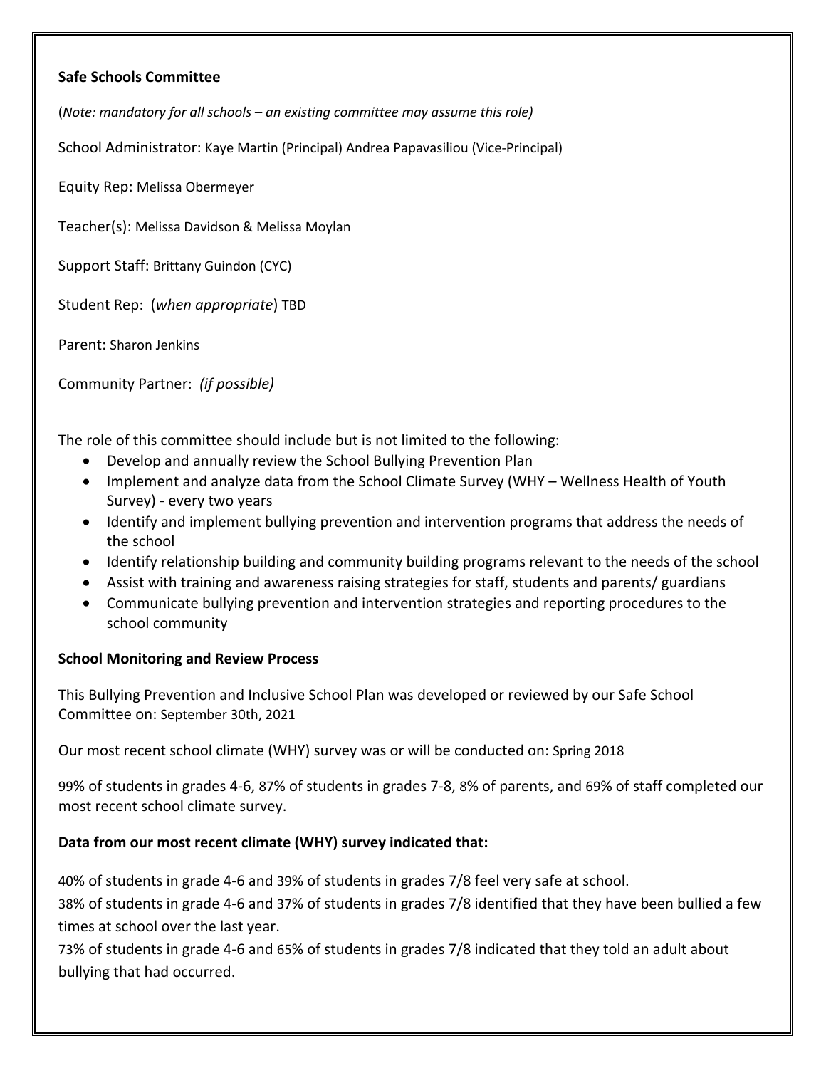**Safe Schools Committee**

(*Note: mandatory for all schools – an existing committee may assume this role)*

School Administrator: Kaye Martin (Principal) Andrea Papavasiliou (Vice-Principal)

Equity Rep: Melissa Obermeyer

Teacher(s): Melissa Davidson & Melissa Moylan

Support Staff: Brittany Guindon (CYC)

Student Rep: (*when appropriate*) TBD

Parent: Sharon Jenkins

Community Partner: *(if possible)*

The role of this committee should include but is not limited to the following:

- Develop and annually review the School Bullying Prevention Plan
- Implement and analyze data from the School Climate Survey (WHY – Wellness Health of Youth Survey) - every two years
- Identify and implement bullying prevention and intervention programs that address the needs of the school
- Identify relationship building and community building programs relevant to the needs of the school
- Assist with training and awareness raising strategies for staff, students and parents/ guardians
- Communicate bullying prevention and intervention strategies and reporting procedures to the school community

**School Monitoring and Review Process**

This Bullying Prevention and Inclusive School Plan was developed or reviewed by our Safe School Committee on: September 30th, 2021

Our most recent school climate (WHY) survey was or will be conducted on: Spring 2018

99% of students in grades 4-6, 87% of students in grades 7-8, 8% of parents, and 69% of staff completed our most recent school climate survey.

**Data from our most recent climate (WHY) survey indicated that:**

40% of students in grade 4-6 and 39% of students in grades 7/8 feel very safe at school.
38% of students in grade 4-6 and 37% of students in grades 7/8 identified that they have been bullied a few times at school over the last year.
73% of students in grade 4-6 and 65% of students in grades 7/8 indicated that they told an adult about bullying that had occurred.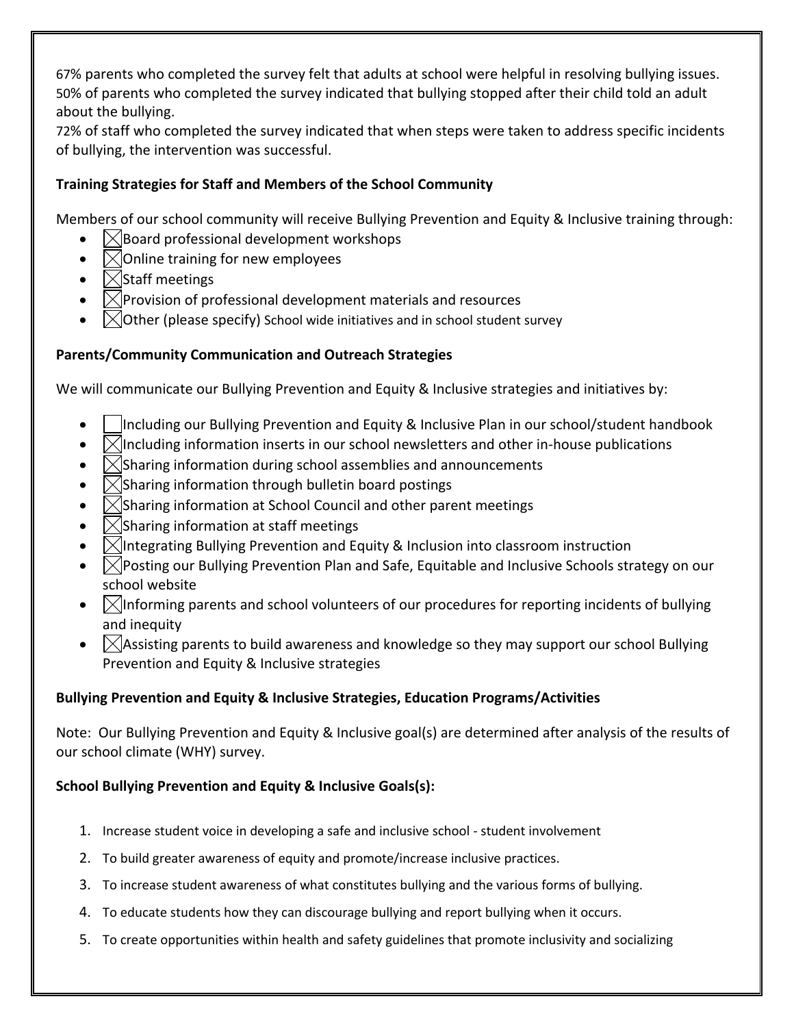67% parents who completed the survey felt that adults at school were helpful in resolving bullying issues.
50% of parents who completed the survey indicated that bullying stopped after their child told an adult about the bullying.
72% of staff who completed the survey indicated that when steps were taken to address specific incidents of bullying, the intervention was successful.

**Training Strategies for Staff and Members of the School Community**

Members of our school community will receive Bullying Prevention and Equity & Inclusive training through:

- ☒ Board professional development workshops
- ☒ Online training for new employees
- ☒ Staff meetings
- ☒ Provision of professional development materials and resources
- ☒ Other (please specify) School wide initiatives and in school student survey

**Parents/Community Communication and Outreach Strategies**

We will communicate our Bullying Prevention and Equity & Inclusive strategies and initiatives by:

- ☐ Including our Bullying Prevention and Equity & Inclusive Plan in our school/student handbook
- ☒ Including information inserts in our school newsletters and other in-house publications
- ☒ Sharing information during school assemblies and announcements
- ☒ Sharing information through bulletin board postings
- ☒ Sharing information at School Council and other parent meetings
- ☒ Sharing information at staff meetings
- ☒ Integrating Bullying Prevention and Equity & Inclusion into classroom instruction
- ☒ Posting our Bullying Prevention Plan and Safe, Equitable and Inclusive Schools strategy on our school website
- ☒ Informing parents and school volunteers of our procedures for reporting incidents of bullying and inequity
- ☒ Assisting parents to build awareness and knowledge so they may support our school Bullying Prevention and Equity & Inclusive strategies

**Bullying Prevention and Equity & Inclusive Strategies, Education Programs/Activities**

Note: Our Bullying Prevention and Equity & Inclusive goal(s) are determined after analysis of the results of our school climate (WHY) survey.

**School Bullying Prevention and Equity & Inclusive Goals(s):**

1. Increase student voice in developing a safe and inclusive school - student involvement
2. To build greater awareness of equity and promote/increase inclusive practices.
3. To increase student awareness of what constitutes bullying and the various forms of bullying.
4. To educate students how they can discourage bullying and report bullying when it occurs.
5. To create opportunities within health and safety guidelines that promote inclusivity and socializing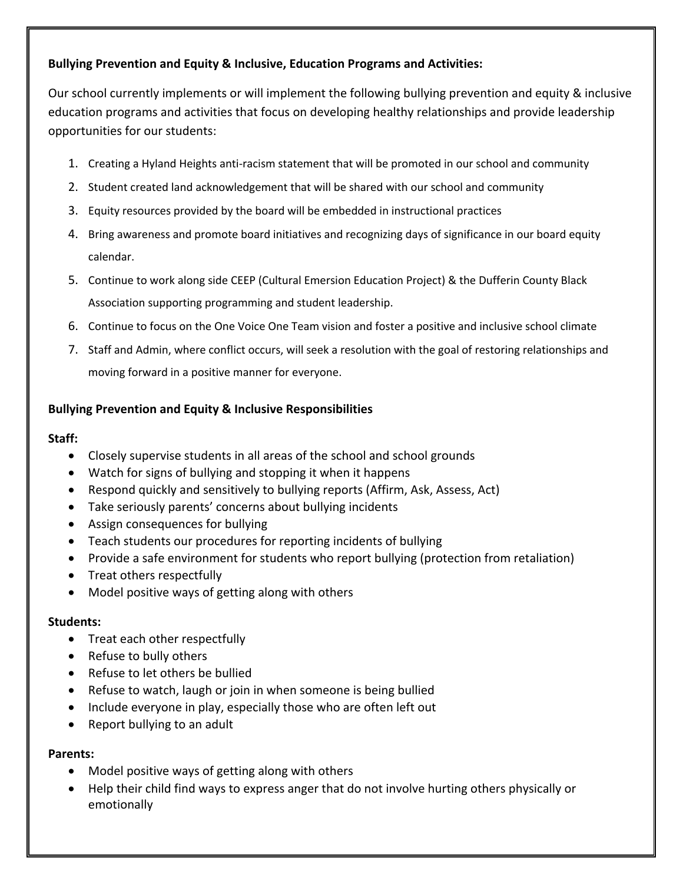**Bullying Prevention and Equity & Inclusive, Education Programs and Activities:**

Our school currently implements or will implement the following bullying prevention and equity & inclusive education programs and activities that focus on developing healthy relationships and provide leadership opportunities for our students:

1. Creating a Hyland Heights anti-racism statement that will be promoted in our school and community
2. Student created land acknowledgement that will be shared with our school and community
3. Equity resources provided by the board will be embedded in instructional practices
4. Bring awareness and promote board initiatives and recognizing days of significance in our board equity calendar.
5. Continue to work along side CEEP (Cultural Emersion Education Project) & the Dufferin County Black Association supporting programming and student leadership.
6. Continue to focus on the One Voice One Team vision and foster a positive and inclusive school climate
7. Staff and Admin, where conflict occurs, will seek a resolution with the goal of restoring relationships and moving forward in a positive manner for everyone.

**Bullying Prevention and Equity & Inclusive Responsibilities**

**Staff:**

- Closely supervise students in all areas of the school and school grounds
- Watch for signs of bullying and stopping it when it happens
- Respond quickly and sensitively to bullying reports (Affirm, Ask, Assess, Act)
- Take seriously parents' concerns about bullying incidents
- Assign consequences for bullying
- Teach students our procedures for reporting incidents of bullying
- Provide a safe environment for students who report bullying (protection from retaliation)
- Treat others respectfully
- Model positive ways of getting along with others

**Students:**

- Treat each other respectfully
- Refuse to bully others
- Refuse to let others be bullied
- Refuse to watch, laugh or join in when someone is being bullied
- Include everyone in play, especially those who are often left out
- Report bullying to an adult

**Parents:**

- Model positive ways of getting along with others
- Help their child find ways to express anger that do not involve hurting others physically or emotionally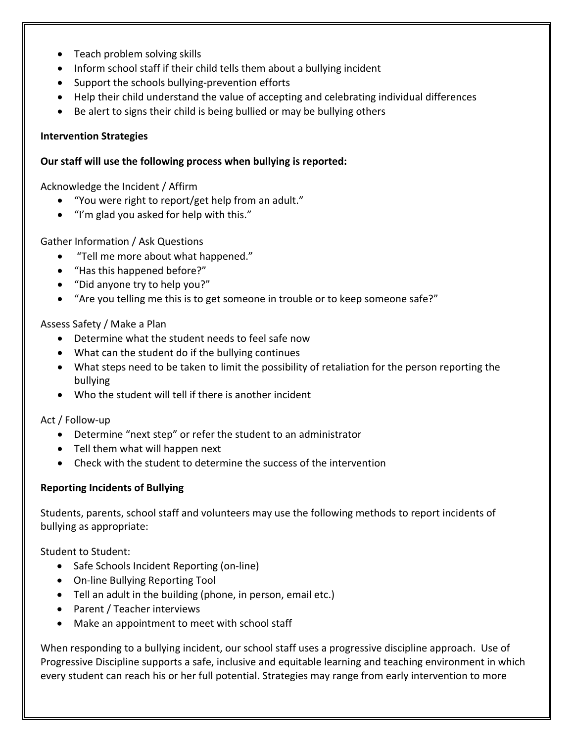- Teach problem solving skills
- Inform school staff if their child tells them about a bullying incident
- Support the schools bullying-prevention efforts
- Help their child understand the value of accepting and celebrating individual differences
- Be alert to signs their child is being bullied or may be bullying others

**Intervention Strategies**

**Our staff will use the following process when bullying is reported:**

Acknowledge the Incident / Affirm

- "You were right to report/get help from an adult."
- "I'm glad you asked for help with this."

Gather Information / Ask Questions

- "Tell me more about what happened."
- "Has this happened before?"
- "Did anyone try to help you?"
- "Are you telling me this is to get someone in trouble or to keep someone safe?"

Assess Safety / Make a Plan

- Determine what the student needs to feel safe now
- What can the student do if the bullying continues
- What steps need to be taken to limit the possibility of retaliation for the person reporting the bullying
- Who the student will tell if there is another incident

Act / Follow-up

- Determine "next step" or refer the student to an administrator
- Tell them what will happen next
- Check with the student to determine the success of the intervention

**Reporting Incidents of Bullying**

Students, parents, school staff and volunteers may use the following methods to report incidents of bullying as appropriate:

Student to Student:

- Safe Schools Incident Reporting (on-line)
- On-line Bullying Reporting Tool
- Tell an adult in the building (phone, in person, email etc.)
- Parent / Teacher interviews
- Make an appointment to meet with school staff

When responding to a bullying incident, our school staff uses a progressive discipline approach. Use of Progressive Discipline supports a safe, inclusive and equitable learning and teaching environment in which every student can reach his or her full potential. Strategies may range from early intervention to more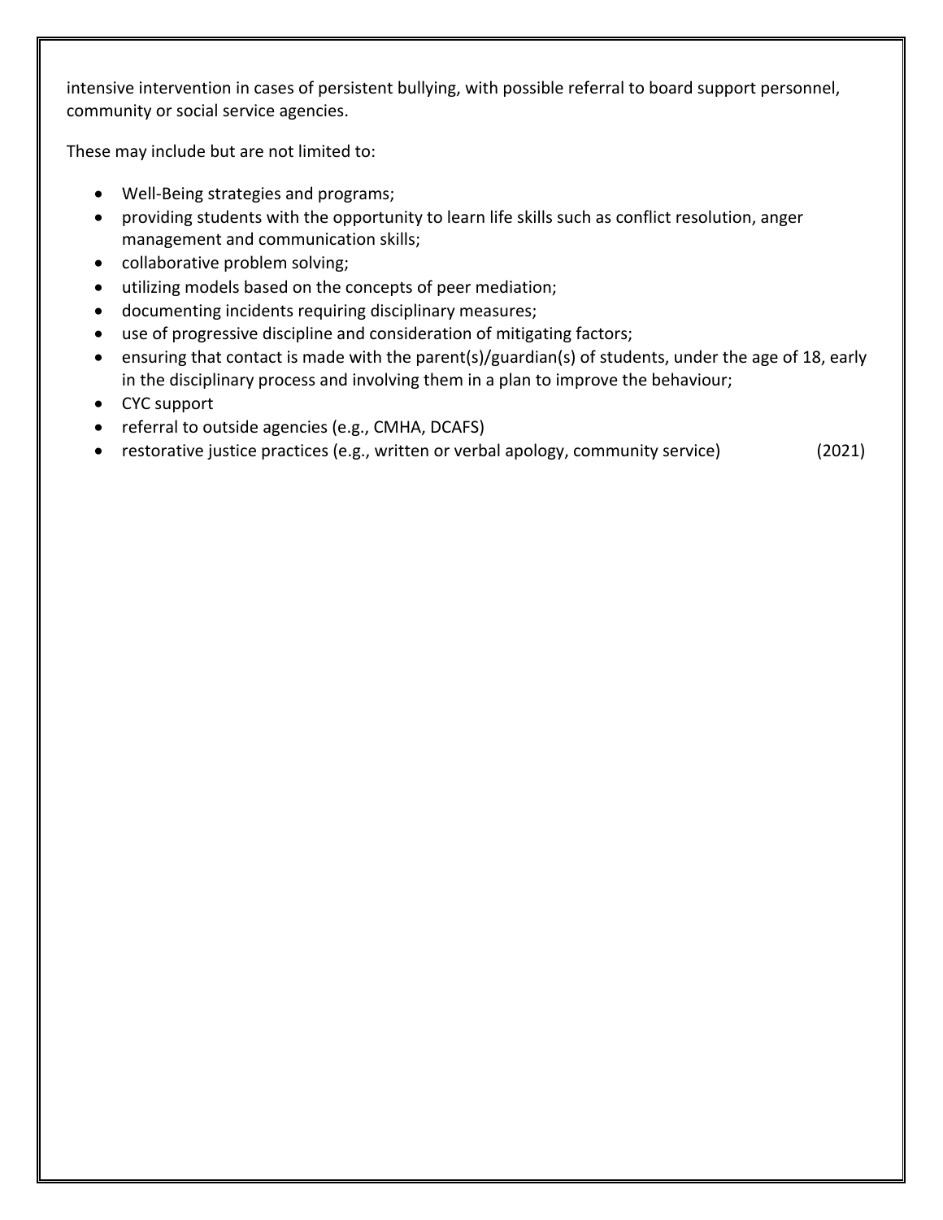intensive intervention in cases of persistent bullying, with possible referral to board support personnel, community or social service agencies.

These may include but are not limited to:

- Well-Being strategies and programs;
- providing students with the opportunity to learn life skills such as conflict resolution, anger management and communication skills;
- collaborative problem solving;
- utilizing models based on the concepts of peer mediation;
- documenting incidents requiring disciplinary measures;
- use of progressive discipline and consideration of mitigating factors;
- ensuring that contact is made with the parent(s)/guardian(s) of students, under the age of 18, early in the disciplinary process and involving them in a plan to improve the behaviour;
- CYC support
- referral to outside agencies (e.g., CMHA, DCAFS)
- restorative justice practices (e.g., written or verbal apology, community service) (2021)